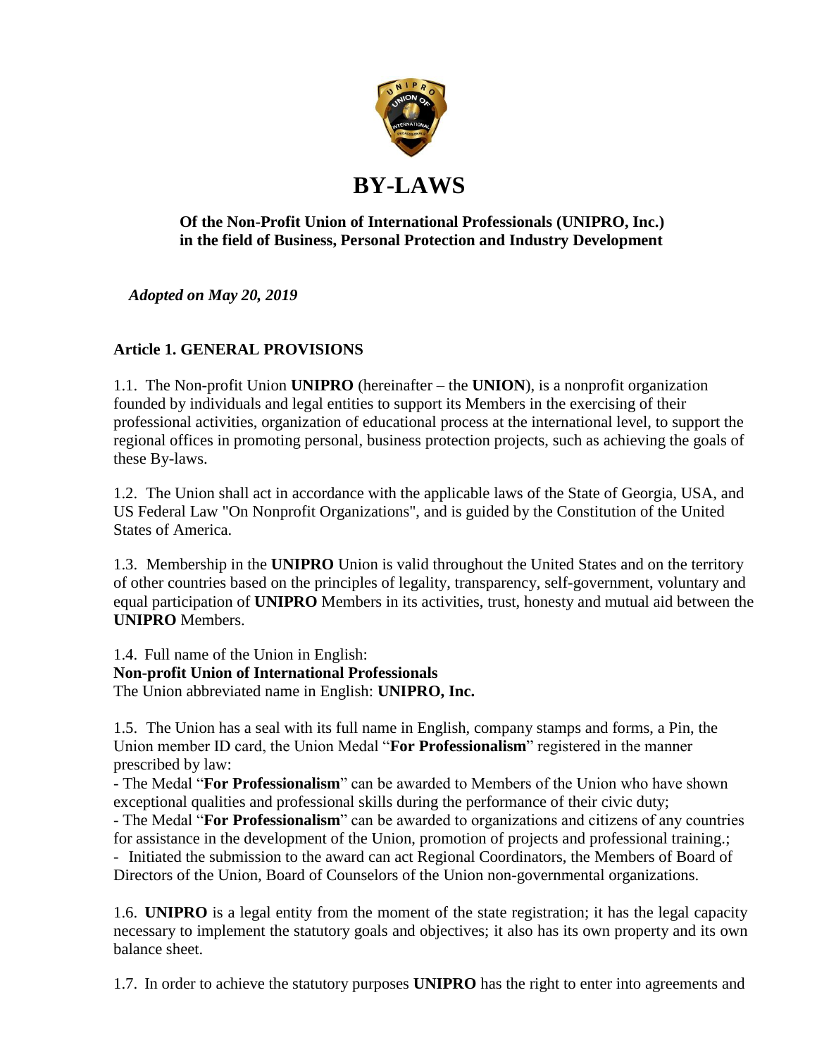# BY-LAWS

**Of the Non-Profit Union of International Professionals (UNIPRO, Inc.) in the field of Business, Personal Protection and Industry Development**

*Adopted on May 20, 2019*

## Article 1. GENERAL PROVISIONS

1.1. The Non-profit Union **UNIPRO** (hereinafter – the **UNION**), is a nonprofit organization founded by individuals and legal entities to support its Members in the exercising of their professional activities, organization of educational process at the international level, to support the regional offices in promoting personal, business protection projects, such as achieving the goals of these By-laws.

1.2. The Union shall act in accordance with the applicable laws of the State of Georgia, USA, and US Federal Law "On Nonprofit Organizations", and is guided by the Constitution of the United States of America.

1.3. Membership in the **UNIPRO** Union is valid throughout the United States and on the territory of other countries based on the principles of legality, transparency, self-government, voluntary and equal participation of **UNIPRO** Members in its activities, trust, honesty and mutual aid between the **UNIPRO** Members.

1.4. Full name of the Union in English:
**Non-profit Union of International Professionals**
The Union abbreviated name in English: **UNIPRO, Inc.**

1.5. The Union has a seal with its full name in English, company stamps and forms, a Pin, the Union member ID card, the Union Medal "**For Professionalism**" registered in the manner prescribed by law:
- The Medal "**For Professionalism**" can be awarded to Members of the Union who have shown exceptional qualities and professional skills during the performance of their civic duty;
- The Medal "**For Professionalism**" can be awarded to organizations and citizens of any countries for assistance in the development of the Union, promotion of projects and professional training.;
- Initiated the submission to the award can act Regional Coordinators, the Members of Board of Directors of the Union, Board of Counselors of the Union non-governmental organizations.

1.6. **UNIPRO** is a legal entity from the moment of the state registration; it has the legal capacity necessary to implement the statutory goals and objectives; it also has its own property and its own balance sheet.

1.7. In order to achieve the statutory purposes **UNIPRO** has the right to enter into agreements and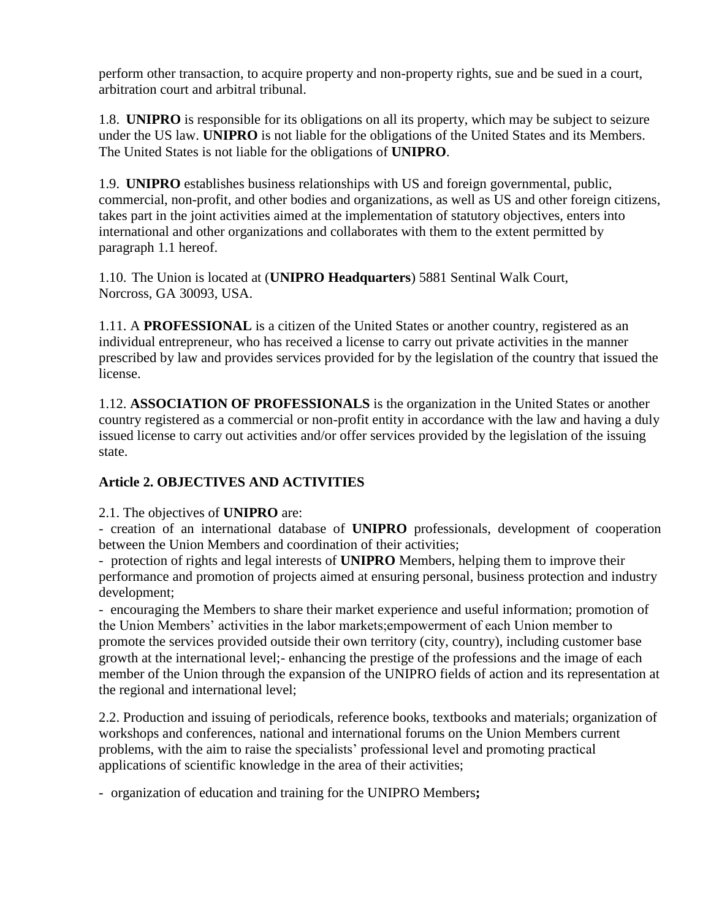perform other transaction, to acquire property and non-property rights, sue and be sued in a court, arbitration court and arbitral tribunal.

1.8. **UNIPRO** is responsible for its obligations on all its property, which may be subject to seizure under the US law. **UNIPRO** is not liable for the obligations of the United States and its Members. The United States is not liable for the obligations of **UNIPRO**.

1.9. **UNIPRO** establishes business relationships with US and foreign governmental, public, commercial, non-profit, and other bodies and organizations, as well as US and other foreign citizens, takes part in the joint activities aimed at the implementation of statutory objectives, enters into international and other organizations and collaborates with them to the extent permitted by paragraph 1.1 hereof.

1.10. The Union is located at (**UNIPRO Headquarters**) 5881 Sentinal Walk Court, Norcross, GA 30093, USA.

1.11. A **PROFESSIONAL** is a citizen of the United States or another country, registered as an individual entrepreneur, who has received a license to carry out private activities in the manner prescribed by law and provides services provided for by the legislation of the country that issued the license.

1.12. **ASSOCIATION OF PROFESSIONALS** is the organization in the United States or another country registered as a commercial or non-profit entity in accordance with the law and having a duly issued license to carry out activities and/or offer services provided by the legislation of the issuing state.

**Article 2. OBJECTIVES AND ACTIVITIES**

2.1. The objectives of **UNIPRO** are:

- creation of an international database of **UNIPRO** professionals, development of cooperation between the Union Members and coordination of their activities;
- protection of rights and legal interests of **UNIPRO** Members, helping them to improve their performance and promotion of projects aimed at ensuring personal, business protection and industry development;
- encouraging the Members to share their market experience and useful information; promotion of the Union Members' activities in the labor markets;empowerment of each Union member to promote the services provided outside their own territory (city, country), including customer base growth at the international level;- enhancing the prestige of the professions and the image of each member of the Union through the expansion of the UNIPRO fields of action and its representation at the regional and international level;

2.2. Production and issuing of periodicals, reference books, textbooks and materials; organization of workshops and conferences, national and international forums on the Union Members current problems, with the aim to raise the specialists' professional level and promoting practical applications of scientific knowledge in the area of their activities;

- organization of education and training for the UNIPRO Members**;**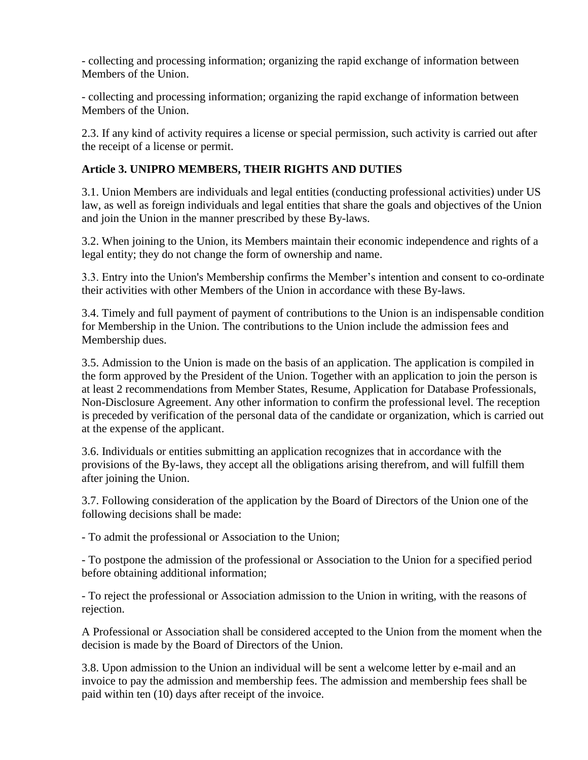- collecting and processing information; organizing the rapid exchange of information between Members of the Union.

- collecting and processing information; organizing the rapid exchange of information between Members of the Union.

2.3. If any kind of activity requires a license or special permission, such activity is carried out after the receipt of a license or permit.

**Article 3. UNIPRO MEMBERS, THEIR RIGHTS AND DUTIES**

3.1. Union Members are individuals and legal entities (conducting professional activities) under US law, as well as foreign individuals and legal entities that share the goals and objectives of the Union and join the Union in the manner prescribed by these By-laws.

3.2. When joining to the Union, its Members maintain their economic independence and rights of a legal entity; they do not change the form of ownership and name.

3.3. Entry into the Union's Membership confirms the Member's intention and consent to co-ordinate their activities with other Members of the Union in accordance with these By-laws.

3.4. Timely and full payment of payment of contributions to the Union is an indispensable condition for Membership in the Union. The contributions to the Union include the admission fees and Membership dues.

3.5. Admission to the Union is made on the basis of an application. The application is compiled in the form approved by the President of the Union. Together with an application to join the person is at least 2 recommendations from Member States, Resume, Application for Database Professionals, Non-Disclosure Agreement. Any other information to confirm the professional level. The reception is preceded by verification of the personal data of the candidate or organization, which is carried out at the expense of the applicant.

3.6. Individuals or entities submitting an application recognizes that in accordance with the provisions of the By-laws, they accept all the obligations arising therefrom, and will fulfill them after joining the Union.

3.7. Following consideration of the application by the Board of Directors of the Union one of the following decisions shall be made:

- To admit the professional or Association to the Union;

- To postpone the admission of the professional or Association to the Union for a specified period before obtaining additional information;

- To reject the professional or Association admission to the Union in writing, with the reasons of rejection.

A Professional or Association shall be considered accepted to the Union from the moment when the decision is made by the Board of Directors of the Union.

3.8. Upon admission to the Union an individual will be sent a welcome letter by e-mail and an invoice to pay the admission and membership fees. The admission and membership fees shall be paid within ten (10) days after receipt of the invoice.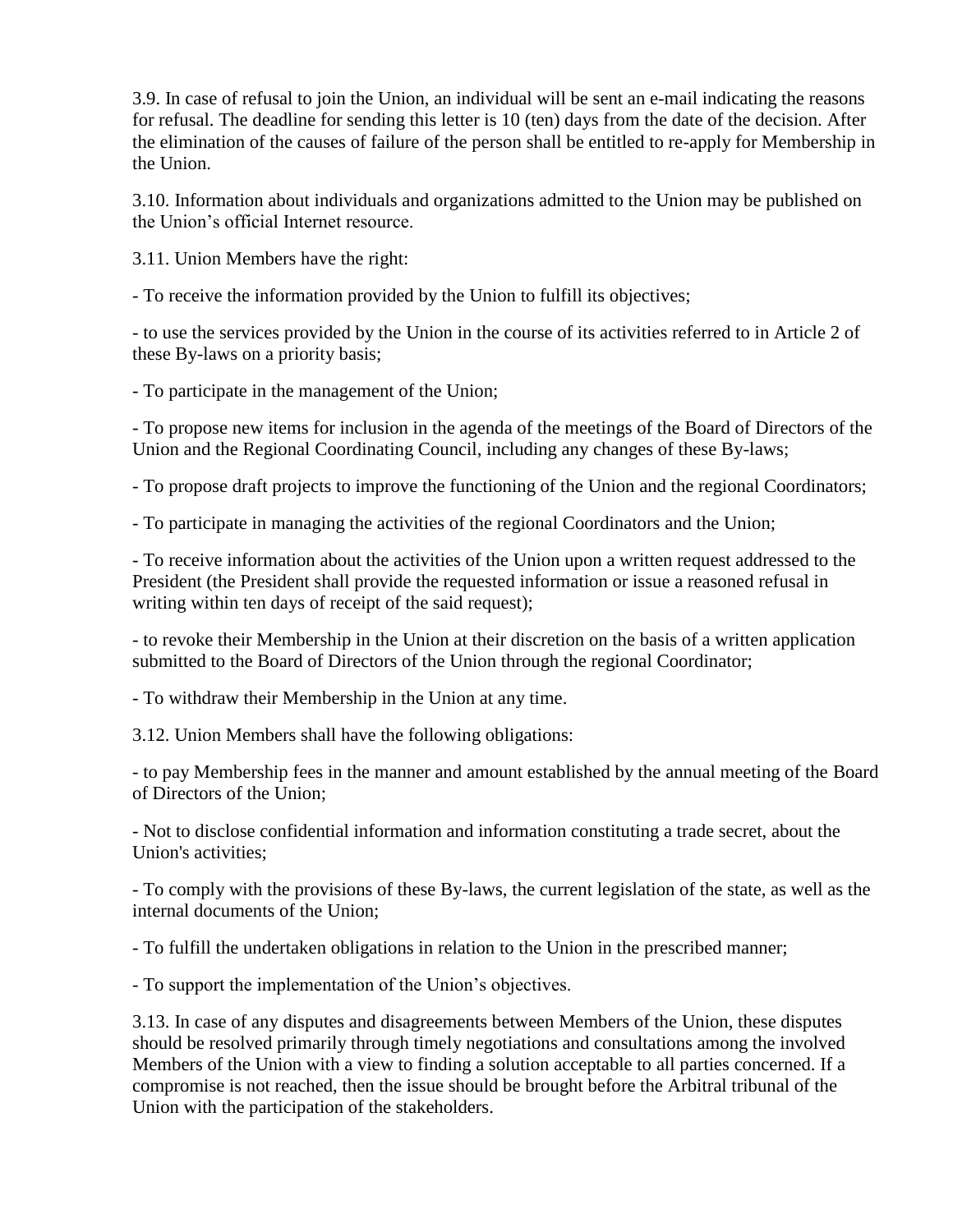3.9. In case of refusal to join the Union, an individual will be sent an e-mail indicating the reasons for refusal. The deadline for sending this letter is 10 (ten) days from the date of the decision. After the elimination of the causes of failure of the person shall be entitled to re-apply for Membership in the Union.

3.10. Information about individuals and organizations admitted to the Union may be published on the Union's official Internet resource.

3.11. Union Members have the right:

- To receive the information provided by the Union to fulfill its objectives;

- to use the services provided by the Union in the course of its activities referred to in Article 2 of these By-laws on a priority basis;

- To participate in the management of the Union;

- To propose new items for inclusion in the agenda of the meetings of the Board of Directors of the Union and the Regional Coordinating Council, including any changes of these By-laws;

- To propose draft projects to improve the functioning of the Union and the regional Coordinators;

- To participate in managing the activities of the regional Coordinators and the Union;

- To receive information about the activities of the Union upon a written request addressed to the President (the President shall provide the requested information or issue a reasoned refusal in writing within ten days of receipt of the said request);

- to revoke their Membership in the Union at their discretion on the basis of a written application submitted to the Board of Directors of the Union through the regional Coordinator;

- To withdraw their Membership in the Union at any time.

3.12. Union Members shall have the following obligations:

- to pay Membership fees in the manner and amount established by the annual meeting of the Board of Directors of the Union;

- Not to disclose confidential information and information constituting a trade secret, about the Union's activities;

- To comply with the provisions of these By-laws, the current legislation of the state, as well as the internal documents of the Union;

- To fulfill the undertaken obligations in relation to the Union in the prescribed manner;

- To support the implementation of the Union's objectives.

3.13. In case of any disputes and disagreements between Members of the Union, these disputes should be resolved primarily through timely negotiations and consultations among the involved Members of the Union with a view to finding a solution acceptable to all parties concerned. If a compromise is not reached, then the issue should be brought before the Arbitral tribunal of the Union with the participation of the stakeholders.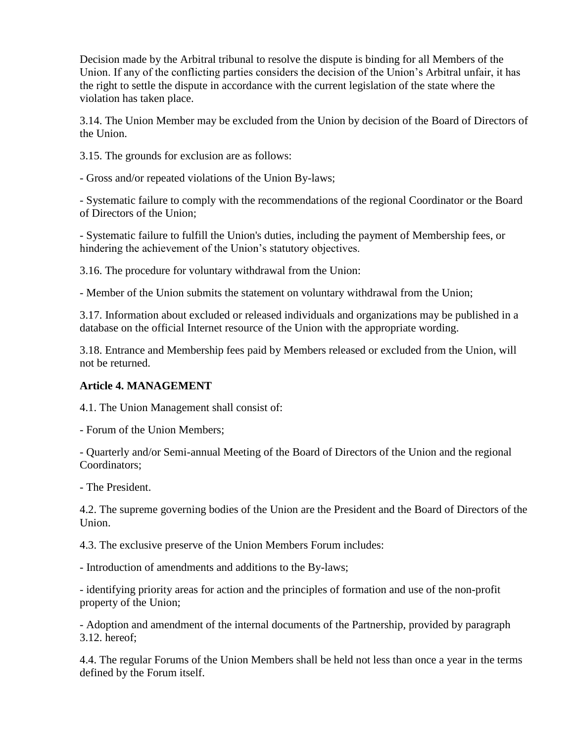Decision made by the Arbitral tribunal to resolve the dispute is binding for all Members of the Union. If any of the conflicting parties considers the decision of the Union's Arbitral unfair, it has the right to settle the dispute in accordance with the current legislation of the state where the violation has taken place.

3.14. The Union Member may be excluded from the Union by decision of the Board of Directors of the Union.

3.15. The grounds for exclusion are as follows:

- Gross and/or repeated violations of the Union By-laws;

- Systematic failure to comply with the recommendations of the regional Coordinator or the Board of Directors of the Union;

- Systematic failure to fulfill the Union's duties, including the payment of Membership fees, or hindering the achievement of the Union's statutory objectives.

3.16. The procedure for voluntary withdrawal from the Union:

- Member of the Union submits the statement on voluntary withdrawal from the Union;

3.17. Information about excluded or released individuals and organizations may be published in a database on the official Internet resource of the Union with the appropriate wording.

3.18. Entrance and Membership fees paid by Members released or excluded from the Union, will not be returned.

**Article 4. MANAGEMENT**

4.1. The Union Management shall consist of:

- Forum of the Union Members;

- Quarterly and/or Semi-annual Meeting of the Board of Directors of the Union and the regional Coordinators;

- The President.

4.2. The supreme governing bodies of the Union are the President and the Board of Directors of the Union.

4.3. The exclusive preserve of the Union Members Forum includes:

- Introduction of amendments and additions to the By-laws;

- identifying priority areas for action and the principles of formation and use of the non-profit property of the Union;

- Adoption and amendment of the internal documents of the Partnership, provided by paragraph 3.12. hereof;

4.4. The regular Forums of the Union Members shall be held not less than once a year in the terms defined by the Forum itself.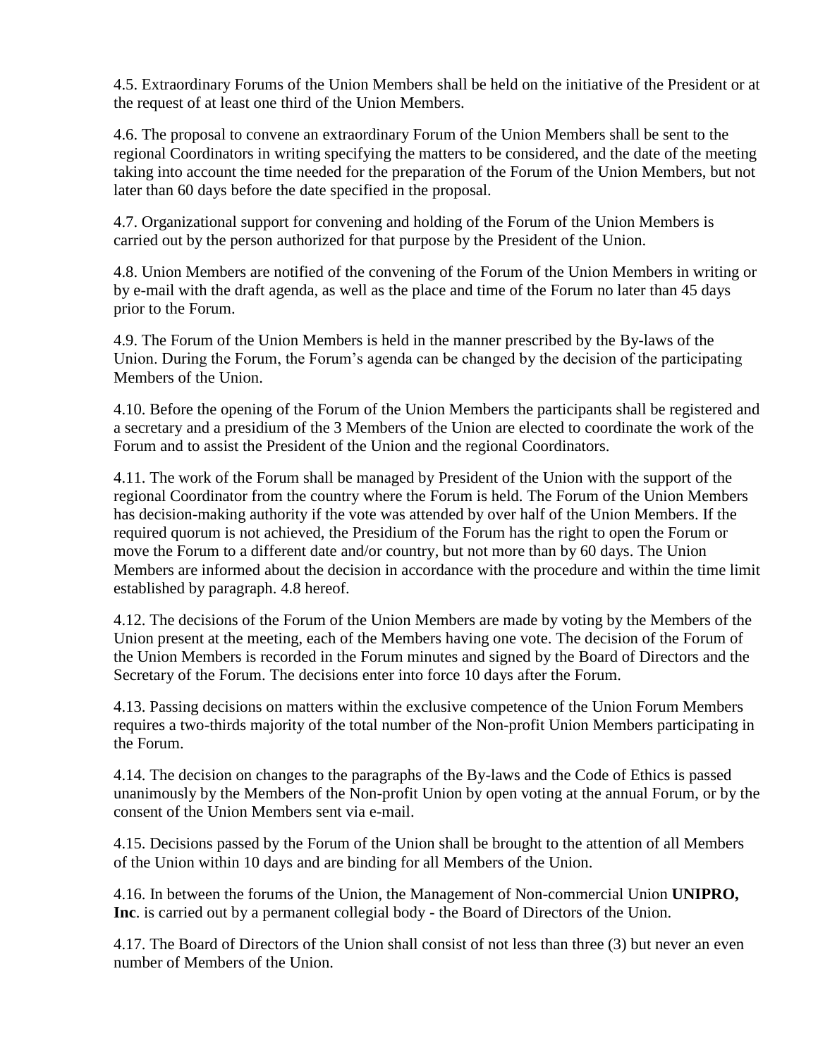4.5. Extraordinary Forums of the Union Members shall be held on the initiative of the President or at the request of at least one third of the Union Members.

4.6. The proposal to convene an extraordinary Forum of the Union Members shall be sent to the regional Coordinators in writing specifying the matters to be considered, and the date of the meeting taking into account the time needed for the preparation of the Forum of the Union Members, but not later than 60 days before the date specified in the proposal.

4.7. Organizational support for convening and holding of the Forum of the Union Members is carried out by the person authorized for that purpose by the President of the Union.

4.8. Union Members are notified of the convening of the Forum of the Union Members in writing or by e-mail with the draft agenda, as well as the place and time of the Forum no later than 45 days prior to the Forum.

4.9. The Forum of the Union Members is held in the manner prescribed by the By-laws of the Union. During the Forum, the Forum's agenda can be changed by the decision of the participating Members of the Union.

4.10. Before the opening of the Forum of the Union Members the participants shall be registered and a secretary and a presidium of the 3 Members of the Union are elected to coordinate the work of the Forum and to assist the President of the Union and the regional Coordinators.

4.11. The work of the Forum shall be managed by President of the Union with the support of the regional Coordinator from the country where the Forum is held. The Forum of the Union Members has decision-making authority if the vote was attended by over half of the Union Members. If the required quorum is not achieved, the Presidium of the Forum has the right to open the Forum or move the Forum to a different date and/or country, but not more than by 60 days. The Union Members are informed about the decision in accordance with the procedure and within the time limit established by paragraph. 4.8 hereof.

4.12. The decisions of the Forum of the Union Members are made by voting by the Members of the Union present at the meeting, each of the Members having one vote. The decision of the Forum of the Union Members is recorded in the Forum minutes and signed by the Board of Directors and the Secretary of the Forum. The decisions enter into force 10 days after the Forum.

4.13. Passing decisions on matters within the exclusive competence of the Union Forum Members requires a two-thirds majority of the total number of the Non-profit Union Members participating in the Forum.

4.14. The decision on changes to the paragraphs of the By-laws and the Code of Ethics is passed unanimously by the Members of the Non-profit Union by open voting at the annual Forum, or by the consent of the Union Members sent via e-mail.

4.15. Decisions passed by the Forum of the Union shall be brought to the attention of all Members of the Union within 10 days and are binding for all Members of the Union.

4.16. In between the forums of the Union, the Management of Non-commercial Union **UNIPRO, Inc**. is carried out by a permanent collegial body - the Board of Directors of the Union.

4.17. The Board of Directors of the Union shall consist of not less than three (3) but never an even number of Members of the Union.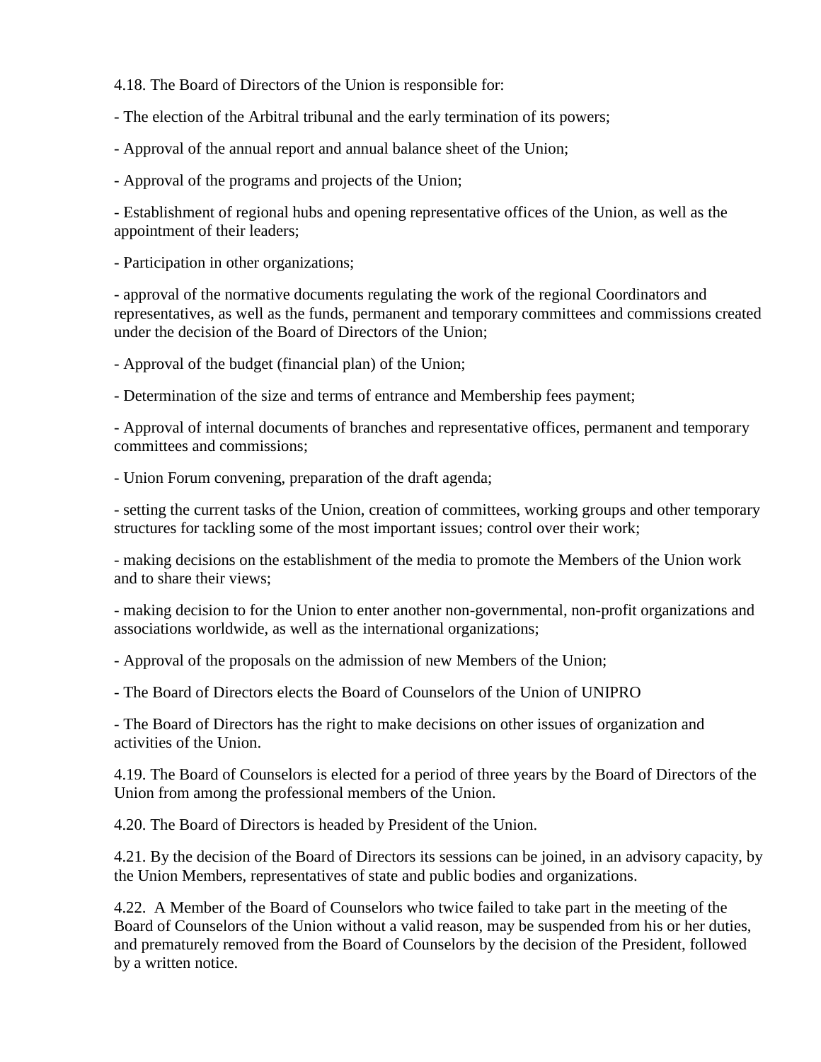4.18. The Board of Directors of the Union is responsible for:

- The election of the Arbitral tribunal and the early termination of its powers;

- Approval of the annual report and annual balance sheet of the Union;

- Approval of the programs and projects of the Union;

- Establishment of regional hubs and opening representative offices of the Union, as well as the appointment of their leaders;

- Participation in other organizations;

- approval of the normative documents regulating the work of the regional Coordinators and representatives, as well as the funds, permanent and temporary committees and commissions created under the decision of the Board of Directors of the Union;

- Approval of the budget (financial plan) of the Union;

- Determination of the size and terms of entrance and Membership fees payment;

- Approval of internal documents of branches and representative offices, permanent and temporary committees and commissions;

- Union Forum convening, preparation of the draft agenda;

- setting the current tasks of the Union, creation of committees, working groups and other temporary structures for tackling some of the most important issues; control over their work;

- making decisions on the establishment of the media to promote the Members of the Union work and to share their views;

- making decision to for the Union to enter another non-governmental, non-profit organizations and associations worldwide, as well as the international organizations;

- Approval of the proposals on the admission of new Members of the Union;

- The Board of Directors elects the Board of Counselors of the Union of UNIPRO

- The Board of Directors has the right to make decisions on other issues of organization and activities of the Union.

4.19. The Board of Counselors is elected for a period of three years by the Board of Directors of the Union from among the professional members of the Union.

4.20. The Board of Directors is headed by President of the Union.

4.21. By the decision of the Board of Directors its sessions can be joined, in an advisory capacity, by the Union Members, representatives of state and public bodies and organizations.

4.22. A Member of the Board of Counselors who twice failed to take part in the meeting of the Board of Counselors of the Union without a valid reason, may be suspended from his or her duties, and prematurely removed from the Board of Counselors by the decision of the President, followed by a written notice.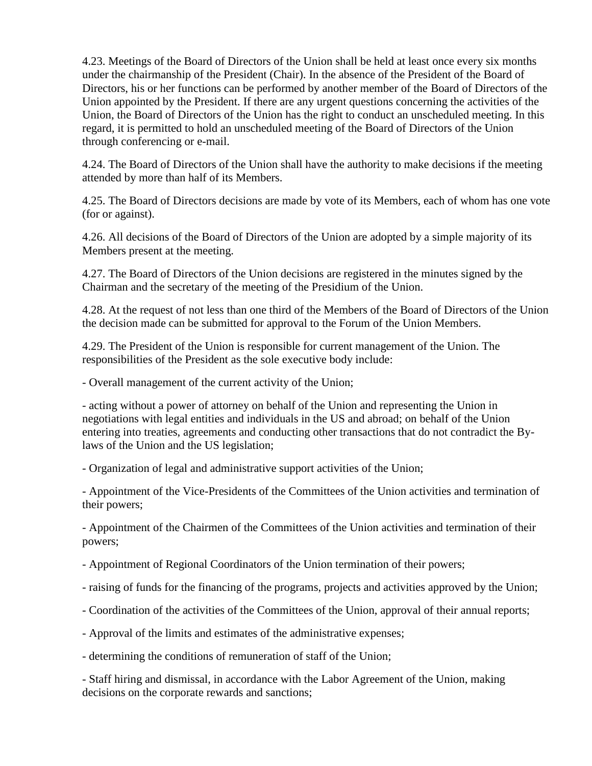4.23. Meetings of the Board of Directors of the Union shall be held at least once every six months under the chairmanship of the President (Chair). In the absence of the President of the Board of Directors, his or her functions can be performed by another member of the Board of Directors of the Union appointed by the President. If there are any urgent questions concerning the activities of the Union, the Board of Directors of the Union has the right to conduct an unscheduled meeting. In this regard, it is permitted to hold an unscheduled meeting of the Board of Directors of the Union through conferencing or e-mail.

4.24. The Board of Directors of the Union shall have the authority to make decisions if the meeting attended by more than half of its Members.

4.25. The Board of Directors decisions are made by vote of its Members, each of whom has one vote (for or against).

4.26. All decisions of the Board of Directors of the Union are adopted by a simple majority of its Members present at the meeting.

4.27. The Board of Directors of the Union decisions are registered in the minutes signed by the Chairman and the secretary of the meeting of the Presidium of the Union.

4.28. At the request of not less than one third of the Members of the Board of Directors of the Union the decision made can be submitted for approval to the Forum of the Union Members.

4.29. The President of the Union is responsible for current management of the Union. The responsibilities of the President as the sole executive body include:

- Overall management of the current activity of the Union;

- acting without a power of attorney on behalf of the Union and representing the Union in negotiations with legal entities and individuals in the US and abroad; on behalf of the Union entering into treaties, agreements and conducting other transactions that do not contradict the By-laws of the Union and the US legislation;

- Organization of legal and administrative support activities of the Union;

- Appointment of the Vice-Presidents of the Committees of the Union activities and termination of their powers;

- Appointment of the Chairmen of the Committees of the Union activities and termination of their powers;

- Appointment of Regional Coordinators of the Union termination of their powers;

- raising of funds for the financing of the programs, projects and activities approved by the Union;

- Coordination of the activities of the Committees of the Union, approval of their annual reports;

- Approval of the limits and estimates of the administrative expenses;

- determining the conditions of remuneration of staff of the Union;

- Staff hiring and dismissal, in accordance with the Labor Agreement of the Union, making decisions on the corporate rewards and sanctions;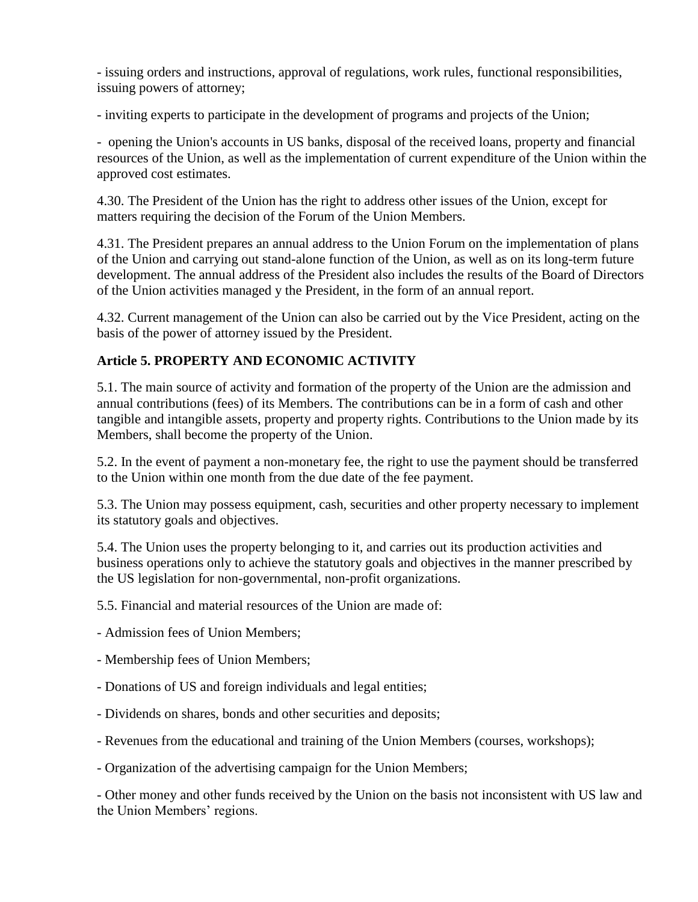- issuing orders and instructions, approval of regulations, work rules, functional responsibilities, issuing powers of attorney;

- inviting experts to participate in the development of programs and projects of the Union;

- opening the Union's accounts in US banks, disposal of the received loans, property and financial resources of the Union, as well as the implementation of current expenditure of the Union within the approved cost estimates.

4.30. The President of the Union has the right to address other issues of the Union, except for matters requiring the decision of the Forum of the Union Members.

4.31. The President prepares an annual address to the Union Forum on the implementation of plans of the Union and carrying out stand-alone function of the Union, as well as on its long-term future development. The annual address of the President also includes the results of the Board of Directors of the Union activities managed y the President, in the form of an annual report.

4.32. Current management of the Union can also be carried out by the Vice President, acting on the basis of the power of attorney issued by the President.

**Article 5. PROPERTY AND ECONOMIC ACTIVITY**

5.1. The main source of activity and formation of the property of the Union are the admission and annual contributions (fees) of its Members. The contributions can be in a form of cash and other tangible and intangible assets, property and property rights. Contributions to the Union made by its Members, shall become the property of the Union.

5.2. In the event of payment a non-monetary fee, the right to use the payment should be transferred to the Union within one month from the due date of the fee payment.

5.3. The Union may possess equipment, cash, securities and other property necessary to implement its statutory goals and objectives.

5.4. The Union uses the property belonging to it, and carries out its production activities and business operations only to achieve the statutory goals and objectives in the manner prescribed by the US legislation for non-governmental, non-profit organizations.

5.5. Financial and material resources of the Union are made of:

- Admission fees of Union Members;

- Membership fees of Union Members;

- Donations of US and foreign individuals and legal entities;

- Dividends on shares, bonds and other securities and deposits;

- Revenues from the educational and training of the Union Members (courses, workshops);

- Organization of the advertising campaign for the Union Members;

- Other money and other funds received by the Union on the basis not inconsistent with US law and the Union Members' regions.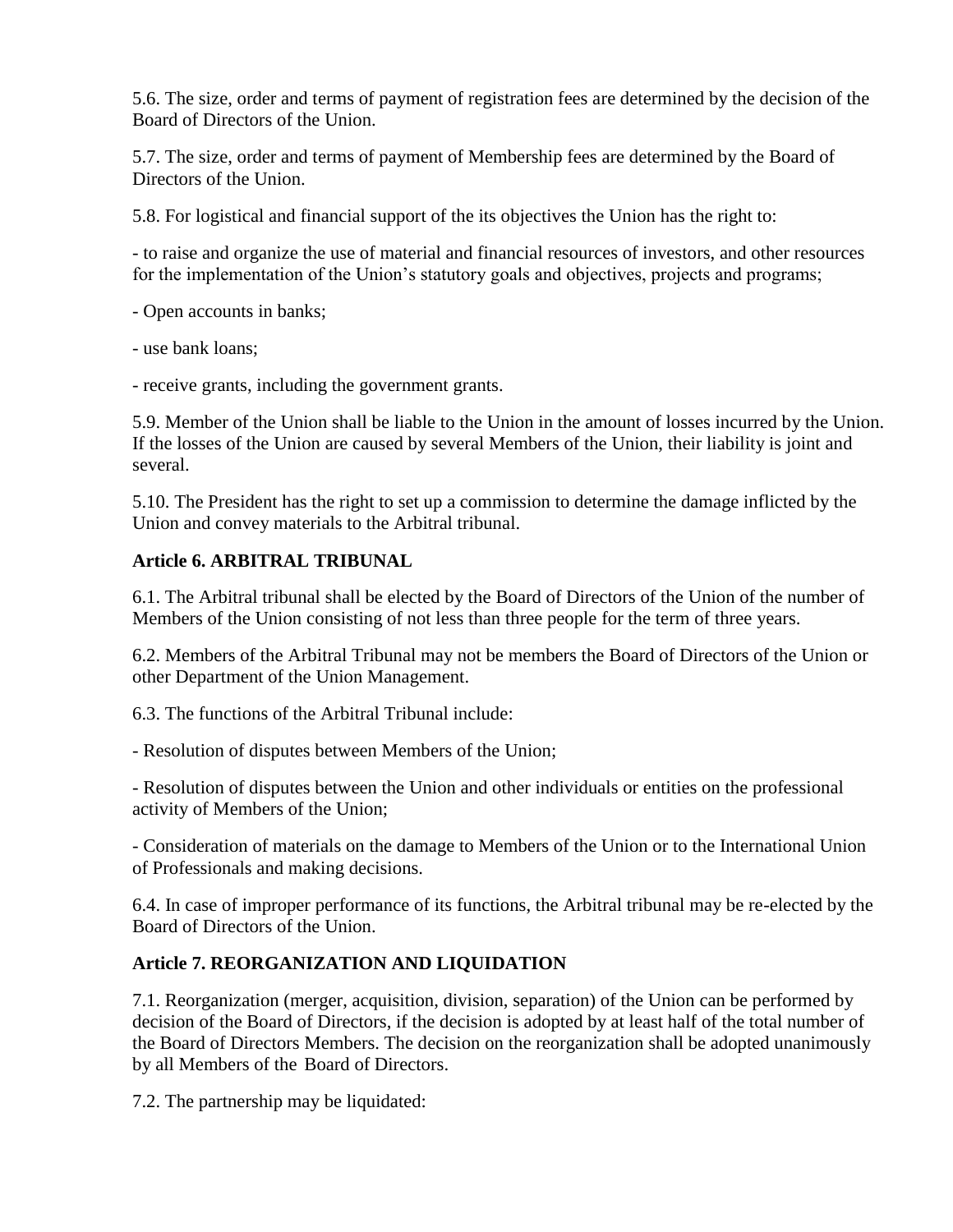5.6. The size, order and terms of payment of registration fees are determined by the decision of the Board of Directors of the Union.

5.7. The size, order and terms of payment of Membership fees are determined by the Board of Directors of the Union.

5.8. For logistical and financial support of the its objectives the Union has the right to:

- to raise and organize the use of material and financial resources of investors, and other resources for the implementation of the Union's statutory goals and objectives, projects and programs;

- Open accounts in banks;

- use bank loans;

- receive grants, including the government grants.

5.9. Member of the Union shall be liable to the Union in the amount of losses incurred by the Union. If the losses of the Union are caused by several Members of the Union, their liability is joint and several.

5.10. The President has the right to set up a commission to determine the damage inflicted by the Union and convey materials to the Arbitral tribunal.

**Article 6. ARBITRAL TRIBUNAL**

6.1. The Arbitral tribunal shall be elected by the Board of Directors of the Union of the number of Members of the Union consisting of not less than three people for the term of three years.

6.2. Members of the Arbitral Tribunal may not be members the Board of Directors of the Union or other Department of the Union Management.

6.3. The functions of the Arbitral Tribunal include:

- Resolution of disputes between Members of the Union;

- Resolution of disputes between the Union and other individuals or entities on the professional activity of Members of the Union;

- Consideration of materials on the damage to Members of the Union or to the International Union of Professionals and making decisions.

6.4. In case of improper performance of its functions, the Arbitral tribunal may be re-elected by the Board of Directors of the Union.

**Article 7. REORGANIZATION AND LIQUIDATION**

7.1. Reorganization (merger, acquisition, division, separation) of the Union can be performed by decision of the Board of Directors, if the decision is adopted by at least half of the total number of the Board of Directors Members. The decision on the reorganization shall be adopted unanimously by all Members of the Board of Directors.

7.2. The partnership may be liquidated: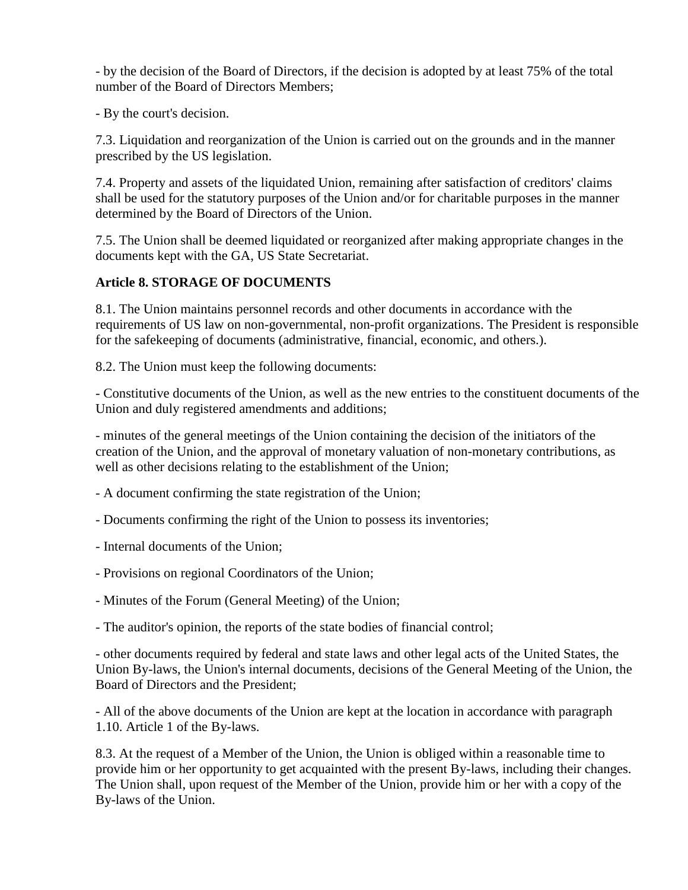- by the decision of the Board of Directors, if the decision is adopted by at least 75% of the total number of the Board of Directors Members;

- By the court's decision.

7.3. Liquidation and reorganization of the Union is carried out on the grounds and in the manner prescribed by the US legislation.

7.4. Property and assets of the liquidated Union, remaining after satisfaction of creditors' claims shall be used for the statutory purposes of the Union and/or for charitable purposes in the manner determined by the Board of Directors of the Union.

7.5. The Union shall be deemed liquidated or reorganized after making appropriate changes in the documents kept with the GA, US State Secretariat.

**Article 8. STORAGE OF DOCUMENTS**

8.1. The Union maintains personnel records and other documents in accordance with the requirements of US law on non-governmental, non-profit organizations. The President is responsible for the safekeeping of documents (administrative, financial, economic, and others.).

8.2. The Union must keep the following documents:

- Constitutive documents of the Union, as well as the new entries to the constituent documents of the Union and duly registered amendments and additions;

- minutes of the general meetings of the Union containing the decision of the initiators of the creation of the Union, and the approval of monetary valuation of non-monetary contributions, as well as other decisions relating to the establishment of the Union;

- A document confirming the state registration of the Union;

- Documents confirming the right of the Union to possess its inventories;

- Internal documents of the Union;

- Provisions on regional Coordinators of the Union;

- Minutes of the Forum (General Meeting) of the Union;

- The auditor's opinion, the reports of the state bodies of financial control;

- other documents required by federal and state laws and other legal acts of the United States, the Union By-laws, the Union's internal documents, decisions of the General Meeting of the Union, the Board of Directors and the President;

- All of the above documents of the Union are kept at the location in accordance with paragraph 1.10. Article 1 of the By-laws.

8.3. At the request of a Member of the Union, the Union is obliged within a reasonable time to provide him or her opportunity to get acquainted with the present By-laws, including their changes. The Union shall, upon request of the Member of the Union, provide him or her with a copy of the By-laws of the Union.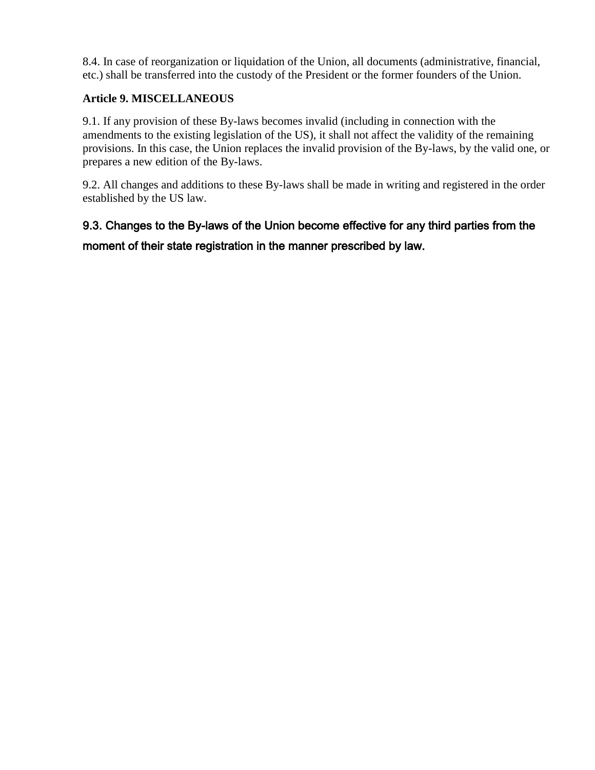8.4. In case of reorganization or liquidation of the Union, all documents (administrative, financial, etc.) shall be transferred into the custody of the President or the former founders of the Union.

**Article 9. MISCELLANEOUS**

9.1. If any provision of these By-laws becomes invalid (including in connection with the amendments to the existing legislation of the US), it shall not affect the validity of the remaining provisions. In this case, the Union replaces the invalid provision of the By-laws, by the valid one, or prepares a new edition of the By-laws.

9.2. All changes and additions to these By-laws shall be made in writing and registered in the order established by the US law.

9.3. Changes to the By-laws of the Union become effective for any third parties from the moment of their state registration in the manner prescribed by law.